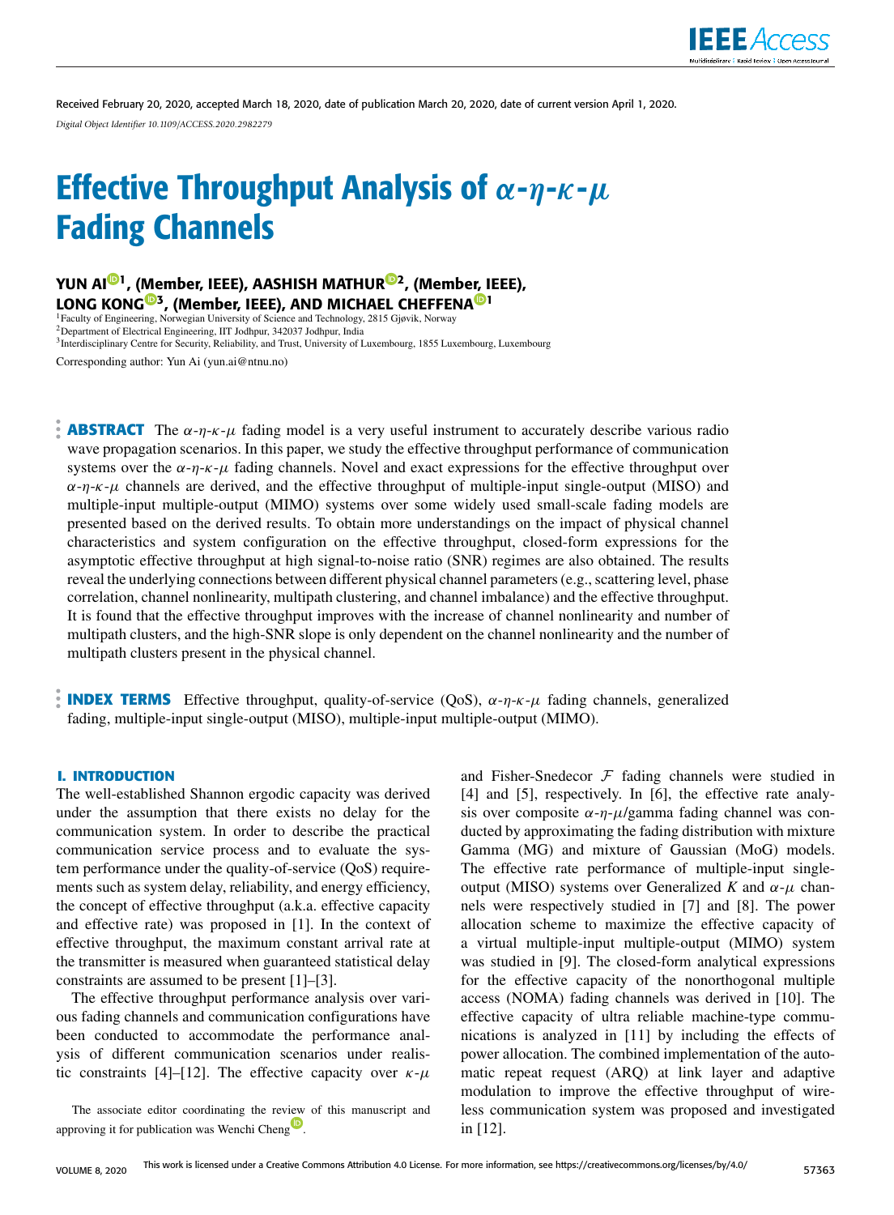Received February 20, 2020, accepted March 18, 2020, date of publication March 20, 2020, date of current version April 1, 2020.

*Digital Object Identifier 10.1109/ACCESS.2020.2982279*

# Effective Throughput Analysis of $\alpha$-$\eta$-$\kappa$-$\mu$ Fading Channels

**YUN AI[1], (Member, IEEE), AASHISH MATHUR[2], (Member, IEEE), LONG KONG[3], (Member, IEEE), AND MICHAEL CHEFFENA[1]**

[1]Faculty of Engineering, Norwegian University of Science and Technology, 2815 Gjøvik, Norway
[2]Department of Electrical Engineering, IIT Jodhpur, 342037 Jodhpur, India
[3]Interdisciplinary Centre for Security, Reliability, and Trust, University of Luxembourg, 1855 Luxembourg, Luxembourg

Corresponding author: Yun Ai (yun.ai@ntnu.no)

**ABSTRACT** The $\alpha$-$\eta$-$\kappa$-$\mu$ fading model is a very useful instrument to accurately describe various radio wave propagation scenarios. In this paper, we study the effective throughput performance of communication systems over the $\alpha$-$\eta$-$\kappa$-$\mu$ fading channels. Novel and exact expressions for the effective throughput over $\alpha$-$\eta$-$\kappa$-$\mu$ channels are derived, and the effective throughput of multiple-input single-output (MISO) and multiple-input multiple-output (MIMO) systems over some widely used small-scale fading models are presented based on the derived results. To obtain more understandings on the impact of physical channel characteristics and system configuration on the effective throughput, closed-form expressions for the asymptotic effective throughput at high signal-to-noise ratio (SNR) regimes are also obtained. The results reveal the underlying connections between different physical channel parameters (e.g., scattering level, phase correlation, channel nonlinearity, multipath clustering, and channel imbalance) and the effective throughput. It is found that the effective throughput improves with the increase of channel nonlinearity and number of multipath clusters, and the high-SNR slope is only dependent on the channel nonlinearity and the number of multipath clusters present in the physical channel.

**INDEX TERMS** Effective throughput, quality-of-service (QoS), $\alpha$-$\eta$-$\kappa$-$\mu$ fading channels, generalized fading, multiple-input single-output (MISO), multiple-input multiple-output (MIMO).

## I. INTRODUCTION

The well-established Shannon ergodic capacity was derived under the assumption that there exists no delay for the communication system. In order to describe the practical communication service process and to evaluate the system performance under the quality-of-service (QoS) requirements such as system delay, reliability, and energy efficiency, the concept of effective throughput (a.k.a. effective capacity and effective rate) was proposed in [1]. In the context of effective throughput, the maximum constant arrival rate at the transmitter is measured when guaranteed statistical delay constraints are assumed to be present [1]–[3].

The effective throughput performance analysis over various fading channels and communication configurations have been conducted to accommodate the performance analysis of different communication scenarios under realistic constraints [4]–[12]. The effective capacity over $\kappa$-$\mu$ and Fisher-Snedecor $\mathcal{F}$ fading channels were studied in [4] and [5], respectively. In [6], the effective rate analysis over composite $\alpha$-$\eta$-$\mu$/gamma fading channel was conducted by approximating the fading distribution with mixture Gamma (MG) and mixture of Gaussian (MoG) models. The effective rate performance of multiple-input single-output (MISO) systems over Generalized $K$ and $\alpha$-$\mu$ channels were respectively studied in [7] and [8]. The power allocation scheme to maximize the effective capacity of a virtual multiple-input multiple-output (MIMO) system was studied in [9]. The closed-form analytical expressions for the effective capacity of the nonorthogonal multiple access (NOMA) fading channels was derived in [10]. The effective capacity of ultra reliable machine-type communications is analyzed in [11] by including the effects of power allocation. The combined implementation of the automatic repeat request (ARQ) at link layer and adaptive modulation to improve the effective throughput of wireless communication system was proposed and investigated in [12].

The associate editor coordinating the review of this manuscript and approving it for publication was Wenchi Cheng.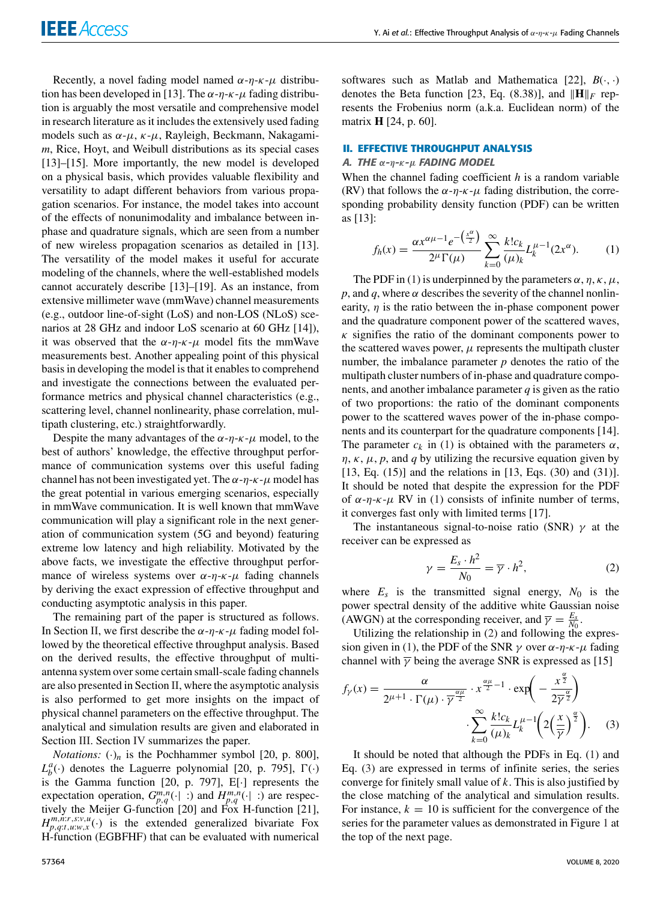Recently, a novel fading model named $\alpha$-$\eta$-$\kappa$-$\mu$ distribution has been developed in [13]. The $\alpha$-$\eta$-$\kappa$-$\mu$ fading distribution is arguably the most versatile and comprehensive model in research literature as it includes the extensively used fading models such as $\alpha$-$\mu$, $\kappa$-$\mu$, Rayleigh, Beckmann, Nakagami-$m$, Rice, Hoyt, and Weibull distributions as its special cases [13]–[15]. More importantly, the new model is developed on a physical basis, which provides valuable flexibility and versatility to adapt different behaviors from various propagation scenarios. For instance, the model takes into account of the effects of nonunimodality and imbalance between in-phase and quadrature signals, which are seen from a number of new wireless propagation scenarios as detailed in [13]. The versatility of the model makes it useful for accurate modeling of the channels, where the well-established models cannot accurately describe [13]–[19]. As an instance, from extensive millimeter wave (mmWave) channel measurements (e.g., outdoor line-of-sight (LoS) and non-LOS (NLoS) scenarios at 28 GHz and indoor LoS scenario at 60 GHz [14]), it was observed that the $\alpha$-$\eta$-$\kappa$-$\mu$ model fits the mmWave measurements best. Another appealing point of this physical basis in developing the model is that it enables to comprehend and investigate the connections between the evaluated performance metrics and physical channel characteristics (e.g., scattering level, channel nonlinearity, phase correlation, multipath clustering, etc.) straightforwardly.

Despite the many advantages of the $\alpha$-$\eta$-$\kappa$-$\mu$ model, to the best of authors' knowledge, the effective throughput performance of communication systems over this useful fading channel has not been investigated yet. The $\alpha$-$\eta$-$\kappa$-$\mu$ model has the great potential in various emerging scenarios, especially in mmWave communication. It is well known that mmWave communication will play a significant role in the next generation of communication system (5G and beyond) featuring extreme low latency and high reliability. Motivated by the above facts, we investigate the effective throughput performance of wireless systems over $\alpha$-$\eta$-$\kappa$-$\mu$ fading channels by deriving the exact expression of effective throughput and conducting asymptotic analysis in this paper.

The remaining part of the paper is structured as follows. In Section II, we first describe the $\alpha$-$\eta$-$\kappa$-$\mu$ fading model followed by the theoretical effective throughput analysis. Based on the derived results, the effective throughput of multi-antenna system over some certain small-scale fading channels are also presented in Section II, where the asymptotic analysis is also performed to get more insights on the impact of physical channel parameters on the effective throughput. The analytical and simulation results are given and elaborated in Section III. Section IV summarizes the paper.

*Notations:* $(\cdot)_n$ is the Pochhammer symbol [20, p. 800], $L_b^a(\cdot)$ denotes the Laguerre polynomial [20, p. 795], $\Gamma(\cdot)$ is the Gamma function [20, p. 797], $\mathrm{E}[\cdot]$ represents the expectation operation, $G_{p,q}^{m,n}(\cdot|\ :)$ and $H_{p,q}^{m,n}(\cdot|\ :)$ are respectively the Meijer G-function [20] and Fox H-function [21], $H_{p,q:t,u:w,x}^{m,n:r,s:v,u}(\cdot)$ is the extended generalized bivariate Fox H-function (EGBFHF) that can be evaluated with numerical softwares such as Matlab and Mathematica [22], $B(\cdot,\cdot)$ denotes the Beta function [23, Eq. (8.38)], and $\|\mathbf{H}\|_F$ represents the Frobenius norm (a.k.a. Euclidean norm) of the matrix $\mathbf{H}$ [24, p. 60].

## II. EFFECTIVE THROUGHPUT ANALYSIS

### A. THE $\alpha$-$\eta$-$\kappa$-$\mu$ FADING MODEL

When the channel fading coefficient $h$ is a random variable (RV) that follows the $\alpha$-$\eta$-$\kappa$-$\mu$ fading distribution, the corresponding probability density function (PDF) can be written as [13]:

$$f_h(x) = \frac{\alpha x^{\alpha\mu-1} e^{-\left(\frac{x^\alpha}{2}\right)}}{2^\mu \Gamma(\mu)} \sum_{k=0}^{\infty} \frac{k! c_k}{(\mu)_k} L_k^{\mu-1}(2x^\alpha). \tag{1}$$

The PDF in (1) is underpinned by the parameters $\alpha$, $\eta$, $\kappa$, $\mu$, $p$, and $q$, where $\alpha$ describes the severity of the channel nonlinearity, $\eta$ is the ratio between the in-phase component power and the quadrature component power of the scattered waves, $\kappa$ signifies the ratio of the dominant components power to the scattered waves power, $\mu$ represents the multipath cluster number, the imbalance parameter $p$ denotes the ratio of the multipath cluster numbers of in-phase and quadrature components, and another imbalance parameter $q$ is given as the ratio of two proportions: the ratio of the dominant components power to the scattered waves power of the in-phase components and its counterpart for the quadrature components [14]. The parameter $c_k$ in (1) is obtained with the parameters $\alpha$, $\eta$, $\kappa$, $\mu$, $p$, and $q$ by utilizing the recursive equation given by [13, Eq. (15)] and the relations in [13, Eqs. (30) and (31)]. It should be noted that despite the expression for the PDF of $\alpha$-$\eta$-$\kappa$-$\mu$ RV in (1) consists of infinite number of terms, it converges fast only with limited terms [17].

The instantaneous signal-to-noise ratio (SNR) $\gamma$ at the receiver can be expressed as

$$\gamma = \frac{E_s \cdot h^2}{N_0} = \overline{\gamma} \cdot h^2, \tag{2}$$

where $E_s$ is the transmitted signal energy, $N_0$ is the power spectral density of the additive white Gaussian noise (AWGN) at the corresponding receiver, and $\overline{\gamma} = \frac{E_s}{N_0}$.

Utilizing the relationship in (2) and following the expression given in (1), the PDF of the SNR $\gamma$ over $\alpha$-$\eta$-$\kappa$-$\mu$ fading channel with $\overline{\gamma}$ being the average SNR is expressed as [15]

$$f_\gamma(x) = \frac{\alpha}{2^{\mu+1} \cdot \Gamma(\mu) \cdot \overline{\gamma}^{\frac{\alpha\mu}{2}}} \cdot x^{\frac{\alpha\mu}{2}-1} \cdot \exp\left(-\frac{x^{\frac{\alpha}{2}}}{2\overline{\gamma}^{\frac{\alpha}{2}}}\right) \cdot \sum_{k=0}^{\infty} \frac{k! c_k}{(\mu)_k} L_k^{\mu-1}\left(2\left(\frac{x}{\overline{\gamma}}\right)^{\frac{\alpha}{2}}\right). \tag{3}$$

It should be noted that although the PDFs in Eq. (1) and Eq. (3) are expressed in terms of infinite series, the series converge for finitely small value of $k$. This is also justified by the close matching of the analytical and simulation results. For instance, $k = 10$ is sufficient for the convergence of the series for the parameter values as demonstrated in Figure 1 at the top of the next page.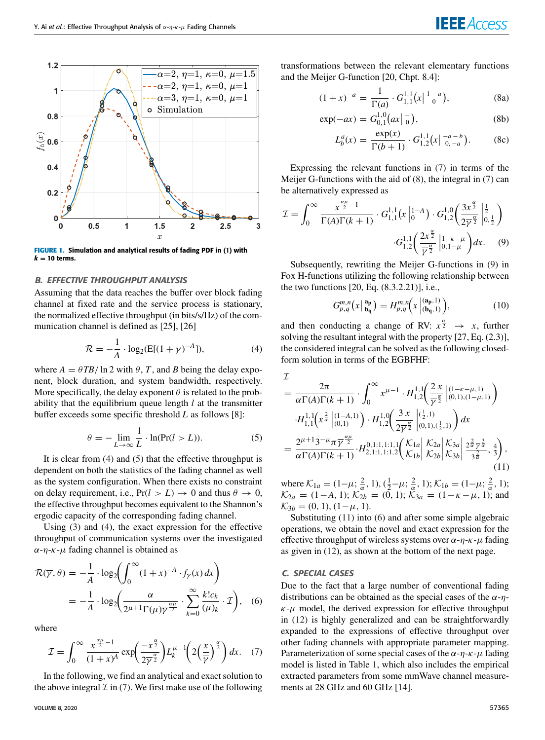FIGURE 1. Simulation and analytical results of fading PDF in (1) with $k = 10$ terms.

### B. EFFECTIVE THROUGHPUT ANALYSIS

Assuming that the data reaches the buffer over block fading channel at fixed rate and the service process is stationary, the normalized effective throughput (in bits/s/Hz) of the communication channel is defined as [25], [26]

$$\mathcal{R} = -\frac{1}{A} \cdot \log_2(\mathrm{E}[(1+\gamma)^{-A}]), \tag{4}$$

where $A = \theta TB/\ln 2$ with $\theta$, $T$, and $B$ being the delay exponent, block duration, and system bandwidth, respectively. More specifically, the delay exponent $\theta$ is related to the probability that the equilibrium queue length $l$ at the transmitter buffer exceeds some specific threshold $L$ as follows [8]:

$$\theta = -\lim_{L\to\infty} \frac{1}{L} \cdot \ln(\Pr(l > L)). \tag{5}$$

It is clear from (4) and (5) that the effective throughput is dependent on both the statistics of the fading channel as well as the system configuration. When there exists no constraint on delay requirement, i.e., $\Pr(l > L) \to 0$ and thus $\theta \to 0$, the effective throughput becomes equivalent to the Shannon's ergodic capacity of the corresponding fading channel.

Using (3) and (4), the exact expression for the effective throughput of communication systems over the investigated $\alpha$-$\eta$-$\kappa$-$\mu$ fading channel is obtained as

$$\begin{aligned}\mathcal{R}(\overline{\gamma}, \theta) &= -\frac{1}{A} \cdot \log_2\!\left(\int_0^\infty (1+x)^{-A} \cdot f_\gamma(x)\, dx\right) \\ &= -\frac{1}{A} \cdot \log_2\!\left(\frac{\alpha}{2^{\mu+1}\Gamma(\mu)\overline{\gamma}^{\frac{\alpha\mu}{2}}} \cdot \sum_{k=0}^{\infty} \frac{k! c_k}{(\mu)_k} \cdot \mathcal{I}\right), \end{aligned} \tag{6}$$

where

$$\mathcal{I} = \int_0^\infty \frac{x^{\frac{\alpha\mu}{2}-1}}{(1+x)^A} \exp\!\left(\frac{-x^{\frac{\alpha}{2}}}{2\overline{\gamma}^{\frac{\alpha}{2}}}\right) L_k^{\mu-1}\!\left(2\left(\frac{x}{\overline{\gamma}}\right)^{\frac{\alpha}{2}}\right) dx. \tag{7}$$

In the following, we find an analytical and exact solution to the above integral $\mathcal{I}$ in (7). We first make use of the following transformations between the relevant elementary functions and the Meijer G-function [20, Chpt. 8.4]:

$$(1+x)^{-a} = \frac{1}{\Gamma(a)} \cdot G_{1,1}^{1,1}\!\left(x \middle| \begin{smallmatrix} 1-a \\ 0 \end{smallmatrix}\right), \tag{8a}$$

$$\exp(-ax) = G_{0,1}^{1,0}\!\left(ax \middle| \begin{smallmatrix} - \\ 0 \end{smallmatrix}\right), \tag{8b}$$

$$L_b^a(x) = \frac{\exp(x)}{\Gamma(b+1)} \cdot G_{1,2}^{1,1}\!\left(x \middle| \begin{smallmatrix} -a-b \\ 0,\, -a \end{smallmatrix}\right). \tag{8c}$$

Expressing the relevant functions in (7) in terms of the Meijer G-functions with the aid of (8), the integral in (7) can be alternatively expressed as

$$\begin{aligned}\mathcal{I} = \int_0^\infty &\frac{x^{\frac{\alpha\mu}{2}-1}}{\Gamma(A)\Gamma(k+1)} \cdot G_{1,1}^{1,1}\!\left(x \middle| \begin{smallmatrix} 1-A \\ 0 \end{smallmatrix}\right) \cdot G_{1,2}^{1,0}\!\left(\frac{3x^{\frac{\alpha}{2}}}{2\overline{\gamma}^{\frac{\alpha}{2}}} \middle| \begin{smallmatrix} \frac{1}{2} \\ 0, \frac{1}{2} \end{smallmatrix}\right) \\ &\cdot G_{1,2}^{1,1}\!\left(\frac{2x^{\frac{\alpha}{2}}}{\overline{\gamma}^{\frac{\alpha}{2}}} \middle| \begin{smallmatrix} 1-\kappa-\mu \\ 0, 1-\mu \end{smallmatrix}\right) dx. \end{aligned} \tag{9}$$

Subsequently, rewriting the Meijer G-functions in (9) in Fox H-functions utilizing the following relationship between the two functions [20, Eq. (8.3.2.21)], i.e.,

$$G_{p,q}^{m,n}\!\left(x \middle| \begin{smallmatrix} \mathbf{a_p} \\ \mathbf{b_q} \end{smallmatrix}\right) = H_{p,q}^{m,n}\!\left(x \middle| \begin{smallmatrix} (\mathbf{a_p}, 1) \\ (\mathbf{b_q}, 1) \end{smallmatrix}\right), \tag{10}$$

and then conducting a change of RV: $x^{\frac{\alpha}{2}} \to x$, further solving the resultant integral with the property [27, Eq. (2.3)], the considered integral can be solved as the following closed-form solution in terms of the EGBFHF:

$$\begin{aligned}\mathcal{I} &= \frac{2\pi}{\alpha\Gamma(A)\Gamma(k+1)} \cdot \int_0^\infty x^{\mu-1} \cdot H_{1,2}^{1,1}\!\left(\frac{2x}{\overline{\gamma}^{\frac{\alpha}{2}}} \middle| \begin{smallmatrix} (1-\kappa-\mu, 1) \\ (0,1), (1-\mu, 1) \end{smallmatrix}\right) \\ &\quad \cdot H_{1,1}^{1,1}\!\left(x^{\frac{2}{\alpha}} \middle| \begin{smallmatrix} (1-A, 1) \\ (0,1) \end{smallmatrix}\right) \cdot H_{1,2}^{1,0}\!\left(\frac{3x}{2\overline{\gamma}^{\frac{\alpha}{2}}} \middle| \begin{smallmatrix} (\frac{1}{2}, 1) \\ (0,1), (\frac{1}{2}, 1) \end{smallmatrix}\right) dx \\ &= \frac{2^{\mu+1}3^{-\mu}\pi\overline{\gamma}^{\frac{\alpha\mu}{2}}}{\alpha\Gamma(A)\Gamma(k+1)} \cdot H_{2,1:1,1:1,2}^{0,1:1,1:1,1}\!\left(\begin{matrix} \mathcal{K}_{1a} \\ \mathcal{K}_{1b} \end{matrix} \middle| \begin{matrix} \mathcal{K}_{2a} \\ \mathcal{K}_{2b} \end{matrix} \middle| \begin{matrix} \mathcal{K}_{3a} \\ \mathcal{K}_{3b} \end{matrix} \middle| \frac{2^{\frac{2}{\alpha}}\overline{\gamma}^{\frac{3}{\alpha}}}{3^{\frac{2}{\alpha}}}, \frac{4}{3}\right), \end{aligned} \tag{11}$$

where $\mathcal{K}_{1a} = (1-\mu; \frac{2}{\alpha}, 1), (\frac{1}{2}-\mu; \frac{2}{\alpha}, 1)$; $\mathcal{K}_{1b} = (1-\mu; \frac{2}{\alpha}, 1)$; $\mathcal{K}_{2a} = (1-A, 1)$; $\mathcal{K}_{2b} = (0, 1)$; $\mathcal{K}_{3a} = (1-\kappa-\mu, 1)$; and $\mathcal{K}_{3b} = (0, 1), (1-\mu, 1)$.

Substituting (11) into (6) and after some simple algebraic operations, we obtain the novel and exact expression for the effective throughput of wireless systems over $\alpha$-$\eta$-$\kappa$-$\mu$ fading as given in (12), as shown at the bottom of the next page.

### C. SPECIAL CASES

Due to the fact that a large number of conventional fading distributions can be obtained as the special cases of the $\alpha$-$\eta$-$\kappa$-$\mu$ model, the derived expression for effective throughput in (12) is highly generalized and can be straightforwardly expanded to the expressions of effective throughput over other fading channels with appropriate parameter mapping. Parameterization of some special cases of the $\alpha$-$\eta$-$\kappa$-$\mu$ fading model is listed in Table 1, which also includes the empirical extracted parameters from some mmWave channel measurements at 28 GHz and 60 GHz [14].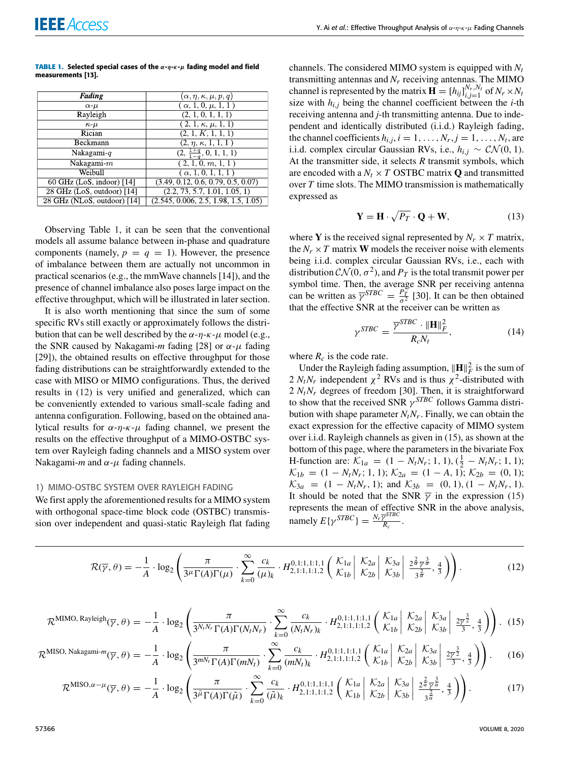**TABLE 1.** Selected special cases of the $\alpha$-$\eta$-$\kappa$-$\mu$ fading model and field measurements [13].

| Fading | $(\alpha, \eta, \kappa, \mu, p, q)$ |
|---|---|
| $\alpha$-$\mu$ | $(\alpha, 1, 0, \mu, 1, 1)$ |
| Rayleigh | $(2, 1, 0, 1, 1, 1)$ |
| $\kappa$-$\mu$ | $(2, 1, \kappa, \mu, 1, 1)$ |
| Rician | $(2, 1, K, 1, 1, 1)$ |
| Beckmann | $(2, \eta, \kappa, 1, 1, 1)$ |
| Nakagami-$q$ | $(2, \frac{1+q}{1-q}, 0, 1, 1, 1)$ |
| Nakagami-$m$ | $(2, 1, 0, m, 1, 1)$ |
| Weibull | $(\alpha, 1, 0, 1, 1, 1)$ |
| 60 GHz (LoS, indoor) [14] | (3.49, 0.12, 0.6, 0.79, 0.5, 0.07) |
| 28 GHz (LoS, outdoor) [14] | (2.2, 73, 5.7, 1.01, 1.05, 1) |
| 28 GHz (NLoS, outdoor) [14] | (2.545, 0.006, 2.5, 1.98, 1.5, 1.05) |

Observing Table 1, it can be seen that the conventional models all assume balance between in-phase and quadrature components (namely, $p = q = 1$). However, the presence of imbalance between them are actually not uncommon in practical scenarios (e.g., the mmWave channels [14]), and the presence of channel imbalance also poses large impact on the effective throughput, which will be illustrated in later section.

It is also worth mentioning that since the sum of some specific RVs still exactly or approximately follows the distribution that can be well described by the $\alpha$-$\eta$-$\kappa$-$\mu$ model (e.g., the SNR caused by Nakagami-$m$ fading [28] or $\alpha$-$\mu$ fading [29]), the obtained results on effective throughput for those fading distributions can be straightforwardly extended to the case with MISO or MIMO configurations. Thus, the derived results in (12) is very unified and generalized, which can be conveniently extended to various small-scale fading and antenna configuration. Following, based on the obtained analytical results for $\alpha$-$\eta$-$\kappa$-$\mu$ fading channel, we present the results on the effective throughput of a MIMO-OSTBC system over Rayleigh fading channels and a MISO system over Nakagami-$m$ and $\alpha$-$\mu$ fading channels.

### 1) MIMO-OSTBC SYSTEM OVER RAYLEIGH FADING

We first apply the aforementioned results for a MIMO system with orthogonal space-time block code (OSTBC) transmission over independent and quasi-static Rayleigh flat fading channels. The considered MIMO system is equipped with $N_t$ transmitting antennas and $N_r$ receiving antennas. The MIMO channel is represented by the matrix $\mathbf{H} = [h_{ij}]_{i,j=1}^{N_r,N_t}$ of $N_r \times N_t$ size with $h_{i,j}$ being the channel coefficient between the $i$-th receiving antenna and $j$-th transmitting antenna. Due to independent and identically distributed (i.i.d.) Rayleigh fading, the channel coefficients $h_{i,j}, i = 1, \ldots, N_r, j = 1, \ldots, N_t$, are i.i.d. complex circular Gaussian RVs, i.e., $h_{i,j} \sim \mathcal{CN}(0, 1)$. At the transmitter side, it selects $R$ transmit symbols, which are encoded with a $N_t \times T$ OSTBC matrix $\mathbf{Q}$ and transmitted over $T$ time slots. The MIMO transmission is mathematically expressed as

$$\mathbf{Y} = \mathbf{H} \cdot \sqrt{P_T} \cdot \mathbf{Q} + \mathbf{W}, \tag{13}$$

where $\mathbf{Y}$ is the received signal represented by $N_r \times T$ matrix, the $N_r \times T$ matrix $\mathbf{W}$ models the receiver noise with elements being i.i.d. complex circular Gaussian RVs, i.e., each with distribution $\mathcal{CN}(0, \sigma^2)$, and $P_T$ is the total transmit power per symbol time. Then, the average SNR per receiving antenna can be written as $\overline{\gamma}^{STBC} = \frac{P_T}{\sigma^2}$ [30]. It can be then obtained that the effective SNR at the receiver can be written as

$$\gamma^{STBC} = \frac{\overline{\gamma}^{STBC} \cdot \|\mathbf{H}\|_F^2}{R_c N_t}, \tag{14}$$

where $R_c$ is the code rate.

Under the Rayleigh fading assumption, $\|\mathbf{H}\|_F^2$ is the sum of $2N_tN_r$ independent $\chi^2$ RVs and is thus $\chi^2$-distributed with $2N_tN_r$ degrees of freedom [30]. Then, it is straightforward to show that the received SNR $\gamma^{STBC}$ follows Gamma distribution with shape parameter $N_tN_r$. Finally, we can obtain the exact expression for the effective capacity of MIMO system over i.i.d. Rayleigh channels as given in (15), as shown at the bottom of this page, where the parameters in the bivariate Fox H-function are: $\mathcal{K}_{1a} = (1 - N_tN_r; 1, 1), (\frac{1}{2} - N_tN_r; 1, 1)$; $\mathcal{K}_{1b} = (1 - N_tN_r; 1, 1)$; $\mathcal{K}_{2a} = (1 - A, 1)$; $\mathcal{K}_{2b} = (0, 1)$; $\mathcal{K}_{3a} = (1 - N_tN_r, 1)$; and $\mathcal{K}_{3b} = (0, 1), (1 - N_tN_r, 1)$. It should be noted that the SNR $\overline{\gamma}$ in the expression (15) represents the mean of effective SNR in the above analysis, namely $E\{\gamma^{STBC}\} = \frac{N_r\overline{\gamma}^{STBC}}{R_c}$.

$$\mathcal{R}(\overline{\gamma}, \theta) = -\frac{1}{A} \cdot \log_2 \left( \frac{\pi}{3^{\mu}\Gamma(A)\Gamma(\mu)} \cdot \sum_{k=0}^{\infty} \frac{c_k}{(\mu)_k} \cdot H^{0,1:1,1:1,1}_{2,1:1,1:1,2} \left( \begin{array}{c|c|c} \mathcal{K}_{1a} & \mathcal{K}_{2a} & \mathcal{K}_{3a} \\ \mathcal{K}_{1b} & \mathcal{K}_{2b} & \mathcal{K}_{3b} \end{array} \middle| \frac{2^{\frac{2}{\alpha}}\overline{\gamma}^{\frac{3}{\alpha}}}{3^{\frac{2}{\alpha}}}, \frac{4}{3} \right) \right). \tag{12}$$

$$\mathcal{R}^{\text{MIMO, Rayleigh}}(\overline{\gamma}, \theta) = -\frac{1}{A} \cdot \log_2 \left( \frac{\pi}{3^{N_tN_r}\Gamma(A)\Gamma(N_tN_r)} \cdot \sum_{k=0}^{\infty} \frac{c_k}{(N_tN_r)_k} \cdot H^{0,1:1,1:1,1}_{2,1:1,1:1,2} \left( \begin{array}{c|c|c} \mathcal{K}_{1a} & \mathcal{K}_{2a} & \mathcal{K}_{3a} \\ \mathcal{K}_{1b} & \mathcal{K}_{2b} & \mathcal{K}_{3b} \end{array} \middle| \frac{2\overline{\gamma}^{\frac{3}{2}}}{3}, \frac{4}{3} \right) \right). \tag{15}$$

$$\mathcal{R}^{\text{MISO, Nakagami-}m}(\overline{\gamma}, \theta) = -\frac{1}{A} \cdot \log_2 \left( \frac{\pi}{3^{mN_t}\Gamma(A)\Gamma(mN_t)} \cdot \sum_{k=0}^{\infty} \frac{c_k}{(mN_t)_k} \cdot H^{0,1:1,1:1,1}_{2,1:1,1:1,2} \left( \begin{array}{c|c|c} \mathcal{K}_{1a} & \mathcal{K}_{2a} & \mathcal{K}_{3a} \\ \mathcal{K}_{1b} & \mathcal{K}_{2b} & \mathcal{K}_{3b} \end{array} \middle| \frac{2\overline{\gamma}^{\frac{3}{2}}}{3}, \frac{4}{3} \right) \right). \tag{16}$$

$$\mathcal{R}^{\text{MISO}, \alpha-\mu}(\overline{\gamma}, \theta) = -\frac{1}{A} \cdot \log_2 \left( \frac{\pi}{3^{\tilde{\mu}}\Gamma(A)\Gamma(\tilde{\mu})} \cdot \sum_{k=0}^{\infty} \frac{c_k}{(\tilde{\mu})_k} \cdot H^{0,1:1,1:1,1}_{2,1:1,1:1,2} \left( \begin{array}{c|c|c} \mathcal{K}_{1a} & \mathcal{K}_{2a} & \mathcal{K}_{3a} \\ \mathcal{K}_{1b} & \mathcal{K}_{2b} & \mathcal{K}_{3b} \end{array} \middle| \frac{2^{\frac{2}{\tilde{\alpha}}}\overline{\gamma}^{\frac{3}{\tilde{\alpha}}}}{3^{\frac{2}{\tilde{\alpha}}}}, \frac{4}{3} \right) \right). \tag{17}$$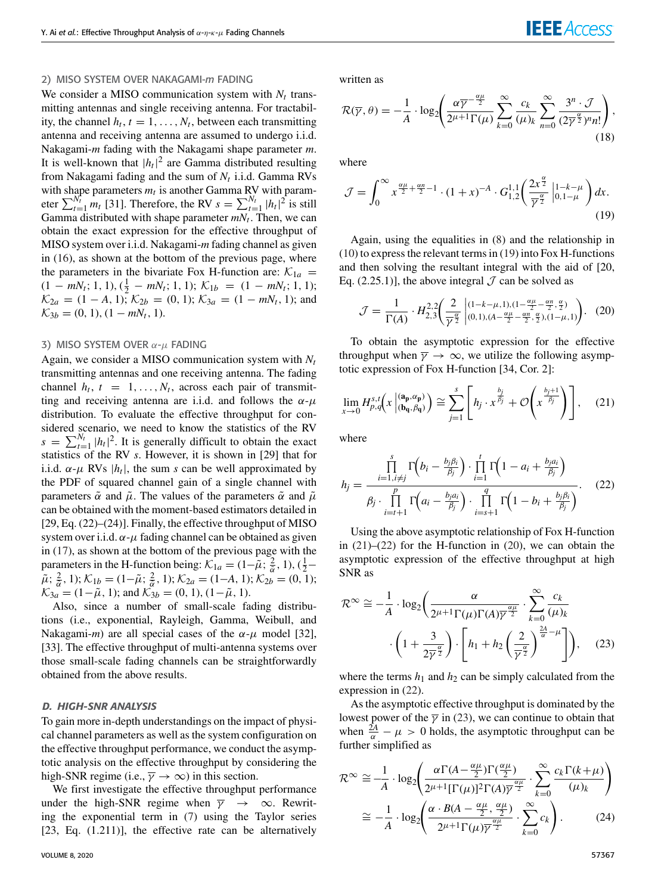### 2) MISO SYSTEM OVER NAKAGAMI-$m$ FADING

We consider a MISO communication system with $N_t$ transmitting antennas and single receiving antenna. For tractability, the channel $h_t$, $t = 1, \ldots, N_t$, between each transmitting antenna and receiving antenna are assumed to undergo i.i.d. Nakagami-$m$ fading with the Nakagami shape parameter $m$. It is well-known that $|h_t|^2$ are Gamma distributed resulting from Nakagami fading and the sum of $N_t$ i.i.d. Gamma RVs with shape parameters $m_t$ is another Gamma RV with parameter $\sum_{t=1}^{N_t} m_t$ [31]. Therefore, the RV $s = \sum_{t=1}^{N_t} |h_t|^2$ is still Gamma distributed with shape parameter $mN_t$. Then, we can obtain the exact expression for the effective throughput of MISO system over i.i.d. Nakagami-$m$ fading channel as given in (16), as shown at the bottom of the previous page, where the parameters in the bivariate Fox H-function are: $\mathcal{K}_{1a} = (1 - mN_t; 1, 1), (\frac{1}{2} - mN_t; 1, 1)$; $\mathcal{K}_{1b} = (1 - mN_t; 1, 1)$; $\mathcal{K}_{2a} = (1 - A, 1)$; $\mathcal{K}_{2b} = (0, 1)$; $\mathcal{K}_{3a} = (1 - mN_t, 1)$; and $\mathcal{K}_{3b} = (0, 1), (1 - mN_t, 1)$.

### 3) MISO SYSTEM OVER $\alpha$-$\mu$ FADING

Again, we consider a MISO communication system with $N_t$ transmitting antennas and one receiving antenna. The fading channel $h_t$, $t = 1, \ldots, N_t$, across each pair of transmitting and receiving antenna are i.i.d. and follows the $\alpha$-$\mu$ distribution. To evaluate the effective throughput for considered scenario, we need to know the statistics of the RV $s = \sum_{t=1}^{N_t} |h_t|^2$. It is generally difficult to obtain the exact statistics of the RV $s$. However, it is shown in [29] that for i.i.d. $\alpha$-$\mu$ RVs $|h_t|$, the sum $s$ can be well approximated by the PDF of squared channel gain of a single channel with parameters $\tilde{\alpha}$ and $\tilde{\mu}$. The values of the parameters $\tilde{\alpha}$ and $\tilde{\mu}$ can be obtained with the moment-based estimators detailed in [29, Eq. (22)–(24)]. Finally, the effective throughput of MISO system over i.i.d. $\alpha$-$\mu$ fading channel can be obtained as given in (17), as shown at the bottom of the previous page with the parameters in the H-function being: $\mathcal{K}_{1a} = (1-\tilde{\mu}; \frac{2}{\tilde{\alpha}}, 1), (\frac{1}{2}-\tilde{\mu}; \frac{2}{\tilde{\alpha}}, 1)$; $\mathcal{K}_{1b} = (1-\tilde{\mu}; \frac{2}{\tilde{\alpha}}, 1)$; $\mathcal{K}_{2a} = (1-A, 1)$; $\mathcal{K}_{2b} = (0, 1)$; $\mathcal{K}_{3a} = (1-\tilde{\mu}, 1)$; and $\mathcal{K}_{3b} = (0, 1), (1-\tilde{\mu}, 1)$.

Also, since a number of small-scale fading distributions (i.e., exponential, Rayleigh, Gamma, Weibull, and Nakagami-$m$) are all special cases of the $\alpha$-$\mu$ model [32], [33]. The effective throughput of multi-antenna systems over those small-scale fading channels can be straightforwardly obtained from the above results.

## D. HIGH-SNR ANALYSIS

To gain more in-depth understandings on the impact of physical channel parameters as well as the system configuration on the effective throughput performance, we conduct the asymptotic analysis on the effective throughput by considering the high-SNR regime (i.e., $\overline{\gamma} \to \infty$) in this section.

We first investigate the effective throughput performance under the high-SNR regime when $\overline{\gamma} \to \infty$. Rewriting the exponential term in (7) using the Taylor series [23, Eq. (1.211)], the effective rate can be alternatively written as

$$\mathcal{R}(\overline{\gamma}, \theta) = -\frac{1}{A} \cdot \log_2\left( \frac{\alpha \overline{\gamma}^{-\frac{\alpha\mu}{2}}}{2^{\mu+1}\Gamma(\mu)} \sum_{k=0}^{\infty} \frac{c_k}{(\mu)_k} \sum_{n=0}^{\infty} \frac{3^n \cdot \mathcal{J}}{(2\overline{\gamma}^{\frac{\alpha}{2}})^n n!} \right), \tag{18}$$

where

$$\mathcal{J} = \int_0^{\infty} x^{\frac{\alpha\mu}{2}+\frac{\alpha n}{2}-1} \cdot (1+x)^{-A} \cdot G_{1,2}^{1,1}\left( \frac{2x^{\frac{\alpha}{2}}}{\overline{\gamma}^{\frac{\alpha}{2}}} \middle| \begin{matrix} 1-k-\mu \\ 0, 1-\mu \end{matrix} \right) dx. \tag{19}$$

Again, using the equalities in (8) and the relationship in (10) to express the relevant terms in (19) into Fox H-functions and then solving the resultant integral with the aid of [20, Eq. (2.25.1)], the above integral $\mathcal{J}$ can be solved as

$$\mathcal{J} = \frac{1}{\Gamma(A)} \cdot H_{2,3}^{2,2}\left( \frac{2}{\overline{\gamma}^{\frac{\alpha}{2}}} \middle| \begin{matrix} (1-k-\mu,1),(1-\frac{\alpha\mu}{2}-\frac{\alpha n}{2},\frac{\alpha}{2}) \\ (0,1),(A-\frac{\alpha\mu}{2}-\frac{\alpha n}{2},\frac{\alpha}{2}),(1-\mu,1) \end{matrix} \right). \tag{20}$$

To obtain the asymptotic expression for the effective throughput when $\overline{\gamma} \to \infty$, we utilize the following asymptotic expression of Fox H-function [34, Cor. 2]:

$$\lim_{x \to 0} H_{p,q}^{s,t}\left( x \middle| \begin{matrix} (\mathbf{a_p}, \boldsymbol{\alpha_p}) \\ (\mathbf{b_q}, \boldsymbol{\beta_q}) \end{matrix} \right) \cong \sum_{j=1}^{s} \left[ h_j \cdot x^{\frac{b_j}{\beta_j}} + \mathcal{O}\left( x^{\frac{b_{j+1}}{\beta_j}} \right) \right], \tag{21}$$

where

$$h_j = \frac{\prod_{i=1, i\neq j}^{s} \Gamma\left(b_i - \frac{b_j \beta_i}{\beta_j}\right) \cdot \prod_{i=1}^{t} \Gamma\left(1 - a_i + \frac{b_j a_i}{\beta_j}\right)}{\beta_j \cdot \prod_{i=t+1}^{p} \Gamma\left(a_i - \frac{b_j a_i}{\beta_j}\right) \cdot \prod_{i=s+1}^{q} \Gamma\left(1 - b_i + \frac{b_j \beta_i}{\beta_j}\right)}. \tag{22}$$

Using the above asymptotic relationship of Fox H-function in (21)–(22) for the H-function in (20), we can obtain the asymptotic expression of the effective throughput at high SNR as

$$\mathcal{R}^{\infty} \cong -\frac{1}{A} \cdot \log_2\left( \frac{\alpha}{2^{\mu+1}\Gamma(\mu)\Gamma(A)\overline{\gamma}^{\frac{\alpha\mu}{2}}} \cdot \sum_{k=0}^{\infty} \frac{c_k}{(\mu)_k} \cdot \left(1 + \frac{3}{2\overline{\gamma}^{\frac{\alpha}{2}}}\right) \cdot \left[ h_1 + h_2 \left( \frac{2}{\overline{\gamma}^{\frac{\alpha}{2}}} \right)^{\frac{2A}{\alpha}-\mu} \right] \right), \tag{23}$$

where the terms $h_1$ and $h_2$ can be simply calculated from the expression in (22).

As the asymptotic effective throughput is dominated by the lowest power of the $\overline{\gamma}$ in (23), we can continue to obtain that when $\frac{2A}{\alpha} - \mu > 0$ holds, the asymptotic throughput can be further simplified as

$$\begin{aligned}
\mathcal{R}^{\infty} &\cong -\frac{1}{A} \cdot \log_2\left( \frac{\alpha\Gamma(A-\frac{\alpha\mu}{2})\Gamma(\frac{\alpha\mu}{2})}{2^{\mu+1}[\Gamma(\mu)]^2\Gamma(A)\overline{\gamma}^{\frac{\alpha\mu}{2}}} \cdot \sum_{k=0}^{\infty} \frac{c_k\Gamma(k+\mu)}{(\mu)_k} \right) \\
&\cong -\frac{1}{A} \cdot \log_2\left( \frac{\alpha \cdot B(A-\frac{\alpha\mu}{2}, \frac{\alpha\mu}{2})}{2^{\mu+1}\Gamma(\mu)\overline{\gamma}^{\frac{\alpha\mu}{2}}} \cdot \sum_{k=0}^{\infty} c_k \right).
\end{aligned} \tag{24}$$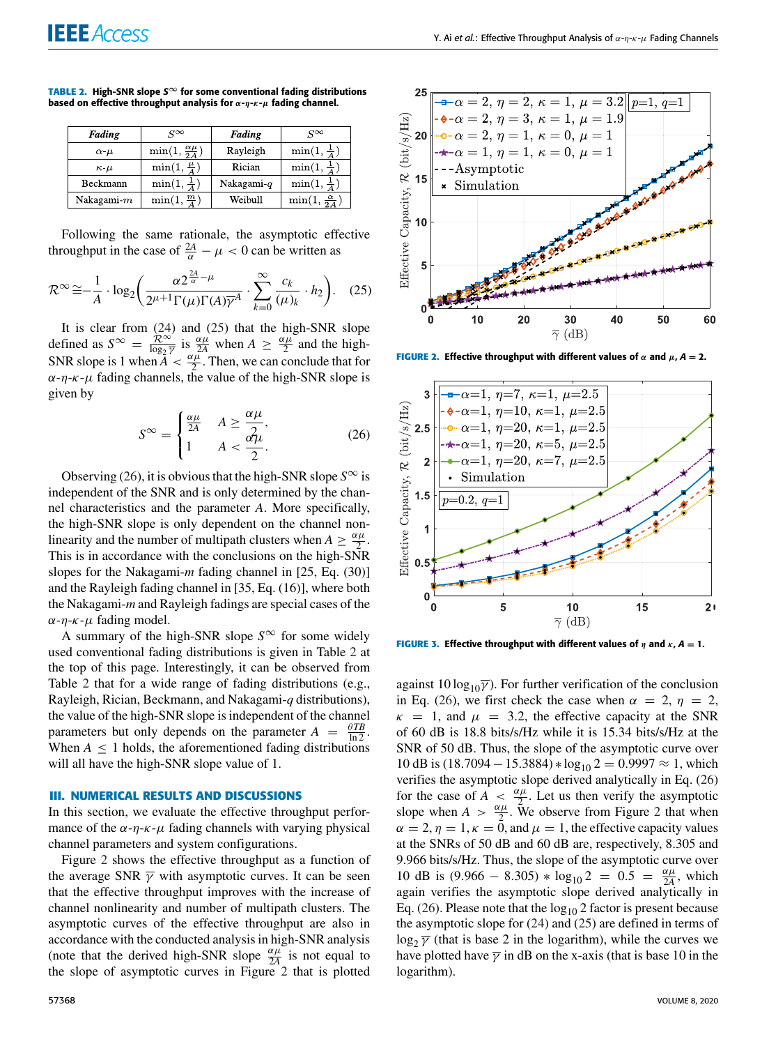**TABLE 2. High-SNR slope $S^\infty$ for some conventional fading distributions based on effective throughput analysis for $\alpha$-$\eta$-$\kappa$-$\mu$ fading channel.**

| *Fading* | $S^\infty$ | *Fading* | $S^\infty$ |
|---|---|---|---|
| $\alpha$-$\mu$ | $\min(1, \frac{\alpha\mu}{2A})$ | Rayleigh | $\min(1, \frac{1}{A})$ |
| $\kappa$-$\mu$ | $\min(1, \frac{\mu}{A})$ | Rician | $\min(1, \frac{1}{A})$ |
| Beckmann | $\min(1, \frac{1}{A})$ | Nakagami-$q$ | $\min(1, \frac{1}{A})$ |
| Nakagami-$m$ | $\min(1, \frac{m}{A})$ | Weibull | $\min(1, \frac{\alpha}{2A})$ |

Following the same rationale, the asymptotic effective throughput in the case of $\frac{2A}{\alpha} - \mu < 0$ can be written as

$$\mathcal{R}^\infty \cong -\frac{1}{A} \cdot \log_2\left( \frac{\alpha 2^{\frac{2A}{\alpha}-\mu}}{2^{\mu+1}\Gamma(\mu)\Gamma(A)\overline{\gamma}^A} \cdot \sum_{k=0}^{\infty} \frac{c_k}{(\mu)_k} \cdot h_2 \right). \quad (25)$$

It is clear from (24) and (25) that the high-SNR slope defined as $S^\infty = \frac{\mathcal{R}^\infty}{\log_2 \overline{\gamma}}$ is $\frac{\alpha\mu}{2A}$ when $A \geq \frac{\alpha\mu}{2}$ and the high-SNR slope is 1 when $A < \frac{\alpha\mu}{2}$. Then, we can conclude that for $\alpha$-$\eta$-$\kappa$-$\mu$ fading channels, the value of the high-SNR slope is given by

$$S^\infty = \begin{cases} \frac{\alpha\mu}{2A} & A \geq \frac{\alpha\mu}{2}, \\ 1 & A < \frac{\alpha\mu}{2}. \end{cases} \quad (26)$$

Observing (26), it is obvious that the high-SNR slope $S^\infty$ is independent of the SNR and is only determined by the channel characteristics and the parameter $A$. More specifically, the high-SNR slope is only dependent on the channel nonlinearity and the number of multipath clusters when $A \geq \frac{\alpha\mu}{2}$. This is in accordance with the conclusions on the high-SNR slopes for the Nakagami-$m$ fading channel in [25, Eq. (30)] and the Rayleigh fading channel in [35, Eq. (16)], where both the Nakagami-$m$ and Rayleigh fadings are special cases of the $\alpha$-$\eta$-$\kappa$-$\mu$ fading model.

A summary of the high-SNR slope $S^\infty$ for some widely used conventional fading distributions is given in Table 2 at the top of this page. Interestingly, it can be observed from Table 2 that for a wide range of fading distributions (e.g., Rayleigh, Rician, Beckmann, and Nakagami-$q$ distributions), the value of the high-SNR slope is independent of the channel parameters but only depends on the parameter $A = \frac{\theta TB}{\ln 2}$. When $A \leq 1$ holds, the aforementioned fading distributions will all have the high-SNR slope value of 1.

## III. NUMERICAL RESULTS AND DISCUSSIONS

In this section, we evaluate the effective throughput performance of the $\alpha$-$\eta$-$\kappa$-$\mu$ fading channels with varying physical channel parameters and system configurations.

Figure 2 shows the effective throughput as a function of the average SNR $\overline{\gamma}$ with asymptotic curves. It can be seen that the effective throughput improves with the increase of channel nonlinearity and number of multipath clusters. The asymptotic curves of the effective throughput are also in accordance with the conducted analysis in high-SNR analysis (note that the derived high-SNR slope $\frac{\alpha\mu}{2A}$ is not equal to the slope of asymptotic curves in Figure 2 that is plotted against $10\log_{10}(\overline{\gamma})$. For further verification of the conclusion in Eq. (26), we first check the case when $\alpha = 2$, $\eta = 2$, $\kappa = 1$, and $\mu = 3.2$, the effective capacity at the SNR of 60 dB is 18.8 bits/s/Hz while it is 15.34 bits/s/Hz at the SNR of 50 dB. Thus, the slope of the asymptotic curve over 10 dB is $(18.7094 - 15.3884) * \log_{10} 2 = 0.9997 \approx 1$, which verifies the asymptotic slope derived analytically in Eq. (26) for the case of $A < \frac{\alpha\mu}{2}$. Let us then verify the asymptotic slope when $A > \frac{\alpha\mu}{2}$. We observe from Figure 2 that when $\alpha = 2, \eta = 1, \kappa = 0$, and $\mu = 1$, the effective capacity values at the SNRs of 50 dB and 60 dB are, respectively, 8.305 and 9.966 bits/s/Hz. Thus, the slope of the asymptotic curve over 10 dB is $(9.966 - 8.305) * \log_{10} 2 = 0.5 = \frac{\alpha\mu}{2A}$, which again verifies the asymptotic slope derived analytically in Eq. (26). Please note that the $\log_{10} 2$ factor is present because the asymptotic slope for (24) and (25) are defined in terms of $\log_2 \overline{\gamma}$ (that is base 2 in the logarithm), while the curves we have plotted have $\overline{\gamma}$ in dB on the x-axis (that is base 10 in the logarithm).

**FIGURE 2.** Effective throughput with different values of $\alpha$ and $\mu$, $A = 2$.

**FIGURE 3.** Effective throughput with different values of $\eta$ and $\kappa$, $A = 1$.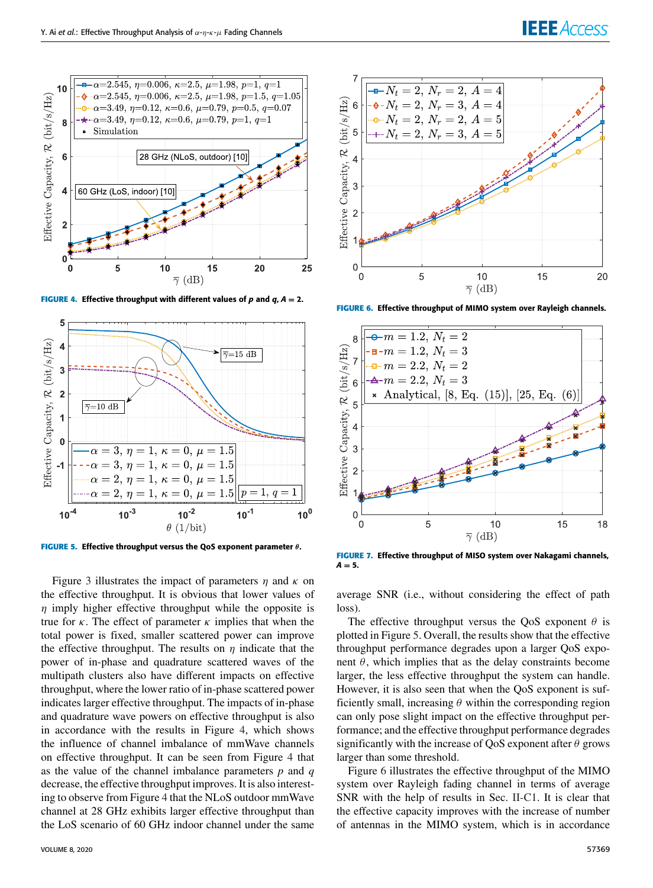**FIGURE 4.** Effective throughput with different values of $p$ and $q$, $A = 2$.

**FIGURE 5.** Effective throughput versus the QoS exponent parameter $\theta$.

**FIGURE 6.** Effective throughput of MIMO system over Rayleigh channels.

**FIGURE 7.** Effective throughput of MISO system over Nakagami channels, $A = 5$.

Figure 3 illustrates the impact of parameters $\eta$ and $\kappa$ on the effective throughput. It is obvious that lower values of $\eta$ imply higher effective throughput while the opposite is true for $\kappa$. The effect of parameter $\kappa$ implies that when the total power is fixed, smaller scattered power can improve the effective throughput. The results on $\eta$ indicate that the power of in-phase and quadrature scattered waves of the multipath clusters also have different impacts on effective throughput, where the lower ratio of in-phase scattered power indicates larger effective throughput. The impacts of in-phase and quadrature wave powers on effective throughput is also in accordance with the results in Figure 4, which shows the influence of channel imbalance of mmWave channels on effective throughput. It can be seen from Figure 4 that as the value of the channel imbalance parameters $p$ and $q$ decrease, the effective throughput improves. It is also interesting to observe from Figure 4 that the NLoS outdoor mmWave channel at 28 GHz exhibits larger effective throughput than the LoS scenario of 60 GHz indoor channel under the same average SNR (i.e., without considering the effect of path loss).

The effective throughput versus the QoS exponent $\theta$ is plotted in Figure 5. Overall, the results show that the effective throughput performance degrades upon a larger QoS exponent $\theta$, which implies that as the delay constraints become larger, the less effective throughput the system can handle. However, it is also seen that when the QoS exponent is sufficiently small, increasing $\theta$ within the corresponding region can only pose slight impact on the effective throughput performance; and the effective throughput performance degrades significantly with the increase of QoS exponent after $\theta$ grows larger than some threshold.

Figure 6 illustrates the effective throughput of the MIMO system over Rayleigh fading channel in terms of average SNR with the help of results in Sec. II-C1. It is clear that the effective capacity improves with the increase of number of antennas in the MIMO system, which is in accordance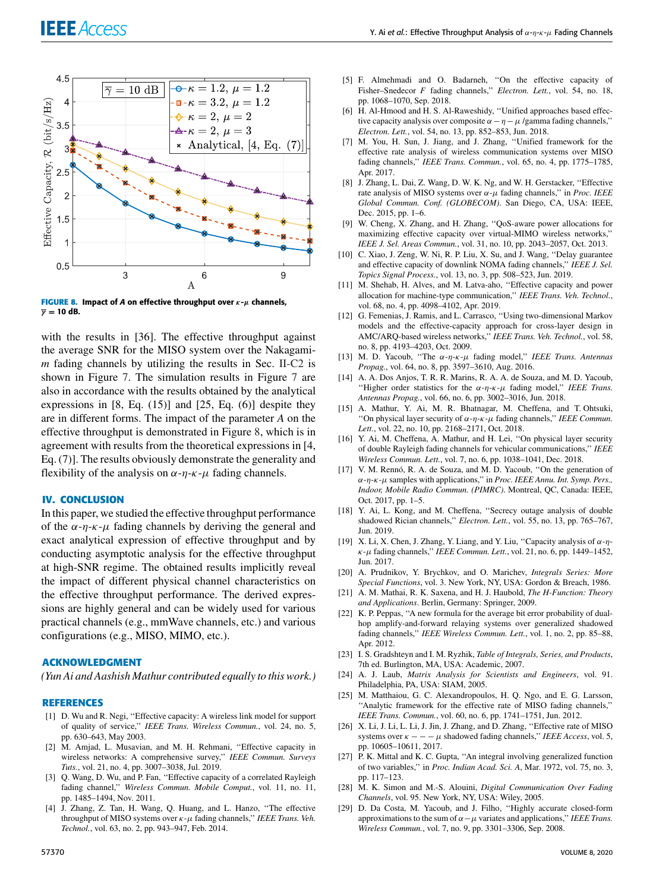FIGURE 8. Impact of $A$ on effective throughput over $\kappa$-$\mu$ channels, $\overline{\gamma} = 10$ dB.

with the results in [36]. The effective throughput against the average SNR for the MISO system over the Nakagami-$m$ fading channels by utilizing the results in Sec. II-C2 is shown in Figure 7. The simulation results in Figure 7 are also in accordance with the results obtained by the analytical expressions in [8, Eq. (15)] and [25, Eq. (6)] despite they are in different forms. The impact of the parameter $A$ on the effective throughput is demonstrated in Figure 8, which is in agreement with results from the theoretical expressions in [4, Eq. (7)]. The results obviously demonstrate the generality and flexibility of the analysis on $\alpha$-$\eta$-$\kappa$-$\mu$ fading channels.

## IV. CONCLUSION

In this paper, we studied the effective throughput performance of the $\alpha$-$\eta$-$\kappa$-$\mu$ fading channels by deriving the general and exact analytical expression of effective throughput and by conducting asymptotic analysis for the effective throughput at high-SNR regime. The obtained results implicitly reveal the impact of different physical channel characteristics on the effective throughput performance. The derived expressions are highly general and can be widely used for various practical channels (e.g., mmWave channels, etc.) and various configurations (e.g., MISO, MIMO, etc.).

## ACKNOWLEDGMENT

*(Yun Ai and Aashish Mathur contributed equally to this work.)*

## REFERENCES

[1] D. Wu and R. Negi, "Effective capacity: A wireless link model for support of quality of service," *IEEE Trans. Wireless Commun.*, vol. 24, no. 5, pp. 630–643, May 2003.

[2] M. Amjad, L. Musavian, and M. H. Rehmani, "Effective capacity in wireless networks: A comprehensive survey," *IEEE Commun. Surveys Tuts.*, vol. 21, no. 4, pp. 3007–3038, Jul. 2019.

[3] Q. Wang, D. Wu, and P. Fan, "Effective capacity of a correlated Rayleigh fading channel," *Wireless Commun. Mobile Comput.*, vol. 11, no. 11, pp. 1485–1494, Nov. 2011.

[4] J. Zhang, Z. Tan, H. Wang, Q. Huang, and L. Hanzo, "The effective throughput of MISO systems over $\kappa$-$\mu$ fading channels," *IEEE Trans. Veh. Technol.*, vol. 63, no. 2, pp. 943–947, Feb. 2014.

[5] F. Almehmadi and O. Badarneh, "On the effective capacity of Fisher–Snedecor $F$ fading channels," *Electron. Lett.*, vol. 54, no. 18, pp. 1068–1070, Sep. 2018.

[6] H. Al-Hmood and H. S. Al-Raweshidy, "Unified approaches based effective capacity analysis over composite $\alpha - \eta - \mu$ /gamma fading channels," *Electron. Lett.*, vol. 54, no. 13, pp. 852–853, Jun. 2018.

[7] M. You, H. Sun, J. Jiang, and J. Zhang, "Unified framework for the effective rate analysis of wireless communication systems over MISO fading channels," *IEEE Trans. Commun.*, vol. 65, no. 4, pp. 1775–1785, Apr. 2017.

[8] J. Zhang, L. Dai, Z. Wang, D. W. K. Ng, and W. H. Gerstacker, "Effective rate analysis of MISO systems over $\alpha$-$\mu$ fading channels," in *Proc. IEEE Global Commun. Conf. (GLOBECOM)*. San Diego, CA, USA: IEEE, Dec. 2015, pp. 1–6.

[9] W. Cheng, X. Zhang, and H. Zhang, "QoS-aware power allocations for maximizing effective capacity over virtual-MIMO wireless networks," *IEEE J. Sel. Areas Commun.*, vol. 31, no. 10, pp. 2043–2057, Oct. 2013.

[10] C. Xiao, J. Zeng, W. Ni, R. P. Liu, X. Su, and J. Wang, "Delay guarantee and effective capacity of downlink NOMA fading channels," *IEEE J. Sel. Topics Signal Process.*, vol. 13, no. 3, pp. 508–523, Jun. 2019.

[11] M. Shehab, H. Alves, and M. Latva-aho, "Effective capacity and power allocation for machine-type communication," *IEEE Trans. Veh. Technol.*, vol. 68, no. 4, pp. 4098–4102, Apr. 2019.

[12] G. Femenias, J. Ramis, and L. Carrasco, "Using two-dimensional Markov models and the effective-capacity approach for cross-layer design in AMC/ARQ-based wireless networks," *IEEE Trans. Veh. Technol.*, vol. 58, no. 8, pp. 4193–4203, Oct. 2009.

[13] M. D. Yacoub, "The $\alpha$-$\eta$-$\kappa$-$\mu$ fading model," *IEEE Trans. Antennas Propag.*, vol. 64, no. 8, pp. 3597–3610, Aug. 2016.

[14] A. A. Dos Anjos, T. R. R. Marins, R. A. A. de Souza, and M. D. Yacoub, "Higher order statistics for the $\alpha$-$\eta$-$\kappa$-$\mu$ fading model," *IEEE Trans. Antennas Propag.*, vol. 66, no. 6, pp. 3002–3016, Jun. 2018.

[15] A. Mathur, Y. Ai, M. R. Bhatnagar, M. Cheffena, and T. Ohtsuki, "On physical layer security of $\alpha$-$\eta$-$\kappa$-$\mu$ fading channels," *IEEE Commun. Lett.*, vol. 22, no. 10, pp. 2168–2171, Oct. 2018.

[16] Y. Ai, M. Cheffena, A. Mathur, and H. Lei, "On physical layer security of double Rayleigh fading channels for vehicular communications," *IEEE Wireless Commun. Lett.*, vol. 7, no. 6, pp. 1038–1041, Dec. 2018.

[17] V. M. Rennó, R. A. de Souza, and M. D. Yacoub, "On the generation of $\alpha$-$\eta$-$\kappa$-$\mu$ samples with applications," in *Proc. IEEE Annu. Int. Symp. Pers., Indoor, Mobile Radio Commun. (PIMRC)*. Montreal, QC, Canada: IEEE, Oct. 2017, pp. 1–5.

[18] Y. Ai, L. Kong, and M. Cheffena, "Secrecy outage analysis of double shadowed Rician channels," *Electron. Lett.*, vol. 55, no. 13, pp. 765–767, Jun. 2019.

[19] X. Li, X. Chen, J. Zhang, Y. Liang, and Y. Liu, "Capacity analysis of $\alpha$-$\eta$-$\kappa$-$\mu$ fading channels," *IEEE Commun. Lett.*, vol. 21, no. 6, pp. 1449–1452, Jun. 2017.

[20] A. Prudnikov, Y. Brychkov, and O. Marichev, *Integrals Series: More Special Functions*, vol. 3. New York, NY, USA: Gordon & Breach, 1986.

[21] A. M. Mathai, R. K. Saxena, and H. J. Haubold, *The H-Function: Theory and Applications*. Berlin, Germany: Springer, 2009.

[22] K. P. Peppas, "A new formula for the average bit error probability of dual-hop amplify-and-forward relaying systems over generalized shadowed fading channels," *IEEE Wireless Commun. Lett.*, vol. 1, no. 2, pp. 85–88, Apr. 2012.

[23] I. S. Gradshteyn and I. M. Ryzhik, *Table of Integrals, Series, and Products*, 7th ed. Burlington, MA, USA: Academic, 2007.

[24] A. J. Laub, *Matrix Analysis for Scientists and Engineers*, vol. 91. Philadelphia, PA, USA: SIAM, 2005.

[25] M. Matthaiou, G. C. Alexandropoulos, H. Q. Ngo, and E. G. Larsson, "Analytic framework for the effective rate of MISO fading channels," *IEEE Trans. Commun.*, vol. 60, no. 6, pp. 1741–1751, Jun. 2012.

[26] X. Li, J. Li, L. Li, J. Jin, J. Zhang, and D. Zhang, "Effective rate of MISO systems over $\kappa - - - \mu$ shadowed fading channels," *IEEE Access*, vol. 5, pp. 10605–10611, 2017.

[27] P. K. Mittal and K. C. Gupta, "An integral involving generalized function of two variables," in *Proc. Indian Acad. Sci. A*, Mar. 1972, vol. 75, no. 3, pp. 117–123.

[28] M. K. Simon and M.-S. Alouini, *Digital Communication Over Fading Channels*, vol. 95. New York, NY, USA: Wiley, 2005.

[29] D. Da Costa, M. Yacoub, and J. Filho, "Highly accurate closed-form approximations to the sum of $\alpha - \mu$ variates and applications," *IEEE Trans. Wireless Commun.*, vol. 7, no. 9, pp. 3301–3306, Sep. 2008.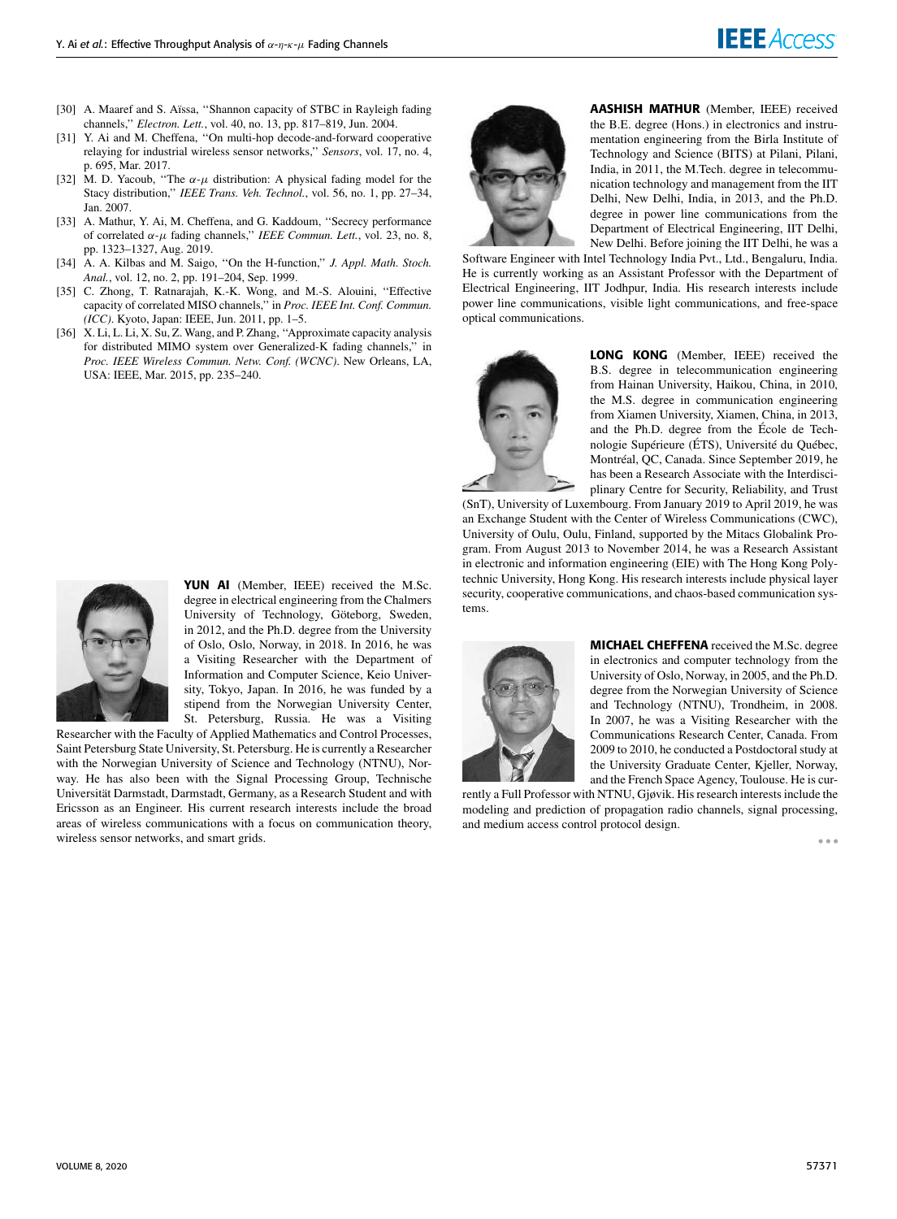[30] A. Maaref and S. Aïssa, "Shannon capacity of STBC in Rayleigh fading channels," *Electron. Lett.*, vol. 40, no. 13, pp. 817–819, Jun. 2004.

[31] Y. Ai and M. Cheffena, "On multi-hop decode-and-forward cooperative relaying for industrial wireless sensor networks," *Sensors*, vol. 17, no. 4, p. 695, Mar. 2017.

[32] M. D. Yacoub, "The $\alpha$-$\mu$ distribution: A physical fading model for the Stacy distribution," *IEEE Trans. Veh. Technol.*, vol. 56, no. 1, pp. 27–34, Jan. 2007.

[33] A. Mathur, Y. Ai, M. Cheffena, and G. Kaddoum, "Secrecy performance of correlated $\alpha$-$\mu$ fading channels," *IEEE Commun. Lett.*, vol. 23, no. 8, pp. 1323–1327, Aug. 2019.

[34] A. A. Kilbas and M. Saigo, "On the H-function," *J. Appl. Math. Stoch. Anal.*, vol. 12, no. 2, pp. 191–204, Sep. 1999.

[35] C. Zhong, T. Ratnarajah, K.-K. Wong, and M.-S. Alouini, "Effective capacity of correlated MISO channels," in *Proc. IEEE Int. Conf. Commun. (ICC)*. Kyoto, Japan: IEEE, Jun. 2011, pp. 1–5.

[36] X. Li, L. Li, X. Su, Z. Wang, and P. Zhang, "Approximate capacity analysis for distributed MIMO system over Generalized-K fading channels," in *Proc. IEEE Wireless Commun. Netw. Conf. (WCNC)*. New Orleans, LA, USA: IEEE, Mar. 2015, pp. 235–240.

**YUN AI** (Member, IEEE) received the M.Sc. degree in electrical engineering from the Chalmers University of Technology, Göteborg, Sweden, in 2012, and the Ph.D. degree from the University of Oslo, Oslo, Norway, in 2018. In 2016, he was a Visiting Researcher with the Department of Information and Computer Science, Keio University, Tokyo, Japan. In 2016, he was funded by a stipend from the Norwegian University Center, St. Petersburg, Russia. He was a Visiting Researcher with the Faculty of Applied Mathematics and Control Processes, Saint Petersburg State University, St. Petersburg. He is currently a Researcher with the Norwegian University of Science and Technology (NTNU), Norway. He has also been with the Signal Processing Group, Technische Universität Darmstadt, Darmstadt, Germany, as a Research Student and with Ericsson as an Engineer. His current research interests include the broad areas of wireless communications with a focus on communication theory, wireless sensor networks, and smart grids.

**AASHISH MATHUR** (Member, IEEE) received the B.E. degree (Hons.) in electronics and instrumentation engineering from the Birla Institute of Technology and Science (BITS) at Pilani, Pilani, India, in 2011, the M.Tech. degree in telecommunication technology and management from the IIT Delhi, New Delhi, India, in 2013, and the Ph.D. degree in power line communications from the Department of Electrical Engineering, IIT Delhi, New Delhi. Before joining the IIT Delhi, he was a Software Engineer with Intel Technology India Pvt., Ltd., Bengaluru, India. He is currently working as an Assistant Professor with the Department of Electrical Engineering, IIT Jodhpur, India. His research interests include power line communications, visible light communications, and free-space optical communications.

**LONG KONG** (Member, IEEE) received the B.S. degree in telecommunication engineering from Hainan University, Haikou, China, in 2010, the M.S. degree in communication engineering from Xiamen University, Xiamen, China, in 2013, and the Ph.D. degree from the École de Technologie Supérieure (ÉTS), Université du Québec, Montréal, QC, Canada. Since September 2019, he has been a Research Associate with the Interdisciplinary Centre for Security, Reliability, and Trust (SnT), University of Luxembourg. From January 2019 to April 2019, he was an Exchange Student with the Center of Wireless Communications (CWC), University of Oulu, Oulu, Finland, supported by the Mitacs Globalink Program. From August 2013 to November 2014, he was a Research Assistant in electronic and information engineering (EIE) with The Hong Kong Polytechnic University, Hong Kong. His research interests include physical layer security, cooperative communications, and chaos-based communication systems.

**MICHAEL CHEFFENA** received the M.Sc. degree in electronics and computer technology from the University of Oslo, Norway, in 2005, and the Ph.D. degree from the Norwegian University of Science and Technology (NTNU), Trondheim, in 2008. In 2007, he was a Visiting Researcher with the Communications Research Center, Canada. From 2009 to 2010, he conducted a Postdoctoral study at the University Graduate Center, Kjeller, Norway, and the French Space Agency, Toulouse. He is currently a Full Professor with NTNU, Gjøvik. His research interests include the modeling and prediction of propagation radio channels, signal processing, and medium access control protocol design.